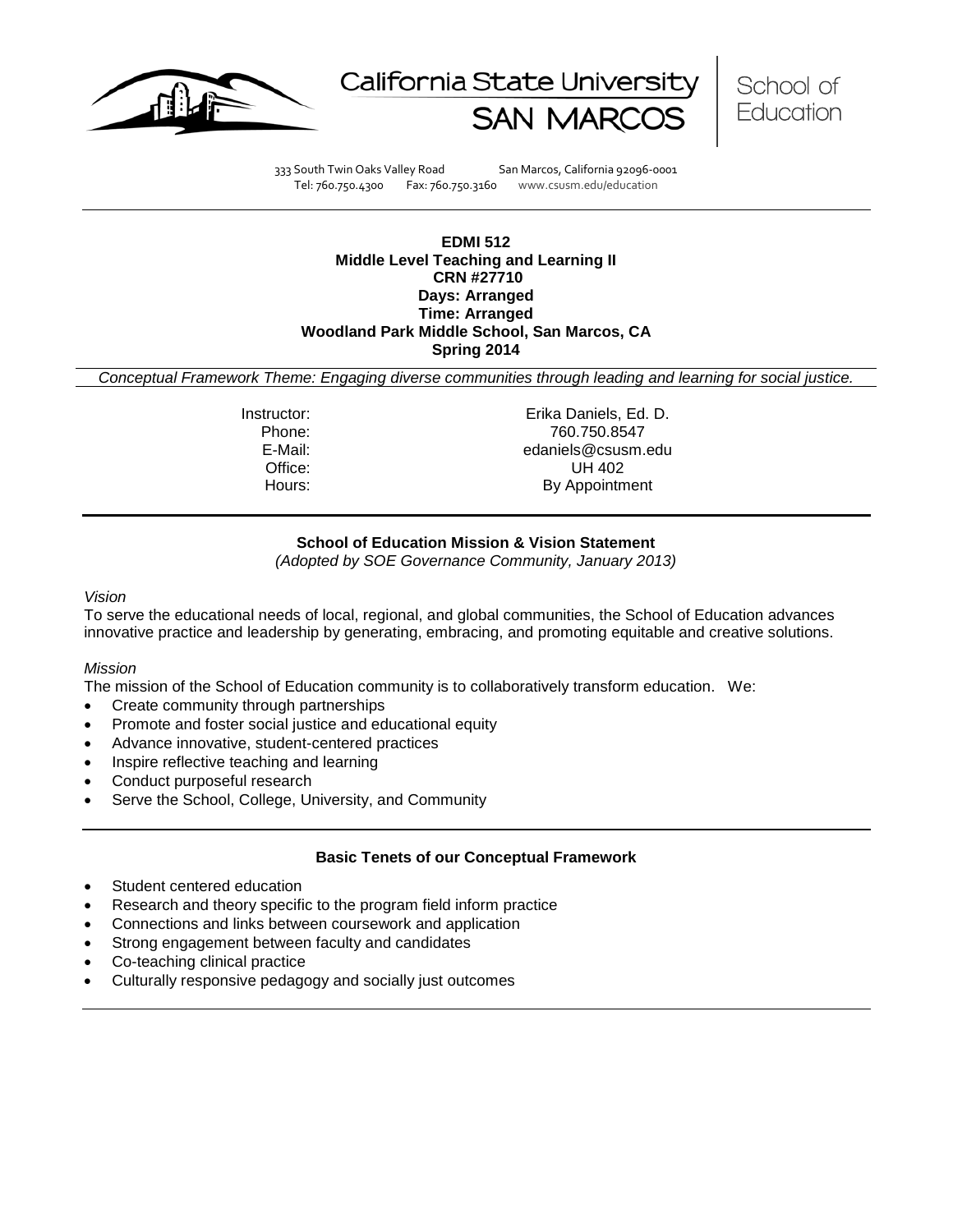California State University SAN MARCOS

School of Education

333 South Twin Oaks Valley Road San Marcos, California 92096-0001
Tel: 760.750.4300 Fax: 760.750.3160 www.csusm.edu/education

**EDMI 512**
**Middle Level Teaching and Learning II**
**CRN #27710**
**Days: Arranged**
**Time: Arranged**
**Woodland Park Middle School, San Marcos, CA**
**Spring 2014**

*Conceptual Framework Theme: Engaging diverse communities through leading and learning for social justice.*

| | |
|---|---|
| Instructor: | Erika Daniels, Ed. D. |
| Phone: | 760.750.8547 |
| E-Mail: | edaniels@csusm.edu |
| Office: | UH 402 |
| Hours: | By Appointment |

## School of Education Mission & Vision Statement

*(Adopted by SOE Governance Community, January 2013)*

*Vision*

To serve the educational needs of local, regional, and global communities, the School of Education advances innovative practice and leadership by generating, embracing, and promoting equitable and creative solutions.

*Mission*

The mission of the School of Education community is to collaboratively transform education. We:

- Create community through partnerships
- Promote and foster social justice and educational equity
- Advance innovative, student-centered practices
- Inspire reflective teaching and learning
- Conduct purposeful research
- Serve the School, College, University, and Community

## Basic Tenets of our Conceptual Framework

- Student centered education
- Research and theory specific to the program field inform practice
- Connections and links between coursework and application
- Strong engagement between faculty and candidates
- Co-teaching clinical practice
- Culturally responsive pedagogy and socially just outcomes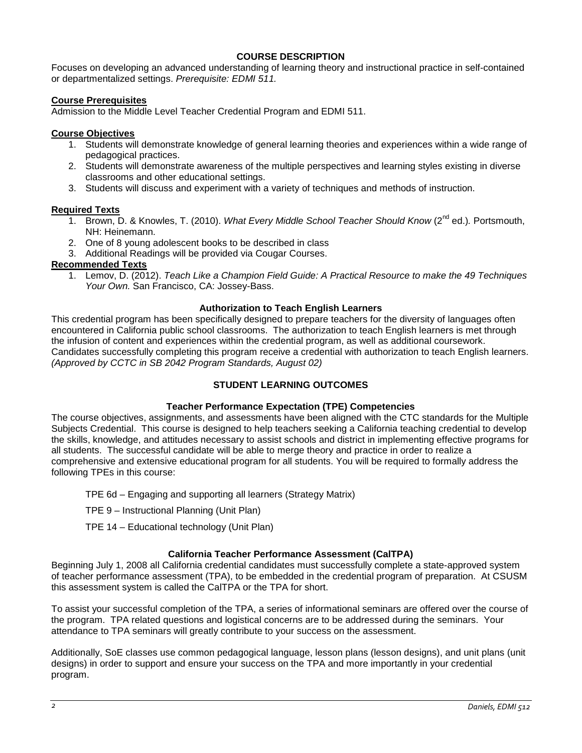## COURSE DESCRIPTION

Focuses on developing an advanced understanding of learning theory and instructional practice in self-contained or departmentalized settings. *Prerequisite: EDMI 511.*

### Course Prerequisites

Admission to the Middle Level Teacher Credential Program and EDMI 511.

### Course Objectives

1. Students will demonstrate knowledge of general learning theories and experiences within a wide range of pedagogical practices.
2. Students will demonstrate awareness of the multiple perspectives and learning styles existing in diverse classrooms and other educational settings.
3. Students will discuss and experiment with a variety of techniques and methods of instruction.

### Required Texts

1. Brown, D. & Knowles, T. (2010). *What Every Middle School Teacher Should Know* (2nd ed.). Portsmouth, NH: Heinemann.
2. One of 8 young adolescent books to be described in class
3. Additional Readings will be provided via Cougar Courses.

### Recommended Texts

1. Lemov, D. (2012). *Teach Like a Champion Field Guide: A Practical Resource to make the 49 Techniques Your Own.* San Francisco, CA: Jossey-Bass.

### Authorization to Teach English Learners

This credential program has been specifically designed to prepare teachers for the diversity of languages often encountered in California public school classrooms. The authorization to teach English learners is met through the infusion of content and experiences within the credential program, as well as additional coursework. Candidates successfully completing this program receive a credential with authorization to teach English learners. *(Approved by CCTC in SB 2042 Program Standards, August 02)*

## STUDENT LEARNING OUTCOMES

### Teacher Performance Expectation (TPE) Competencies

The course objectives, assignments, and assessments have been aligned with the CTC standards for the Multiple Subjects Credential. This course is designed to help teachers seeking a California teaching credential to develop the skills, knowledge, and attitudes necessary to assist schools and district in implementing effective programs for all students. The successful candidate will be able to merge theory and practice in order to realize a comprehensive and extensive educational program for all students. You will be required to formally address the following TPEs in this course:

TPE 6d – Engaging and supporting all learners (Strategy Matrix)

TPE 9 – Instructional Planning (Unit Plan)

TPE 14 – Educational technology (Unit Plan)

### California Teacher Performance Assessment (CalTPA)

Beginning July 1, 2008 all California credential candidates must successfully complete a state-approved system of teacher performance assessment (TPA), to be embedded in the credential program of preparation. At CSUSM this assessment system is called the CalTPA or the TPA for short.

To assist your successful completion of the TPA, a series of informational seminars are offered over the course of the program. TPA related questions and logistical concerns are to be addressed during the seminars. Your attendance to TPA seminars will greatly contribute to your success on the assessment.

Additionally, SoE classes use common pedagogical language, lesson plans (lesson designs), and unit plans (unit designs) in order to support and ensure your success on the TPA and more importantly in your credential program.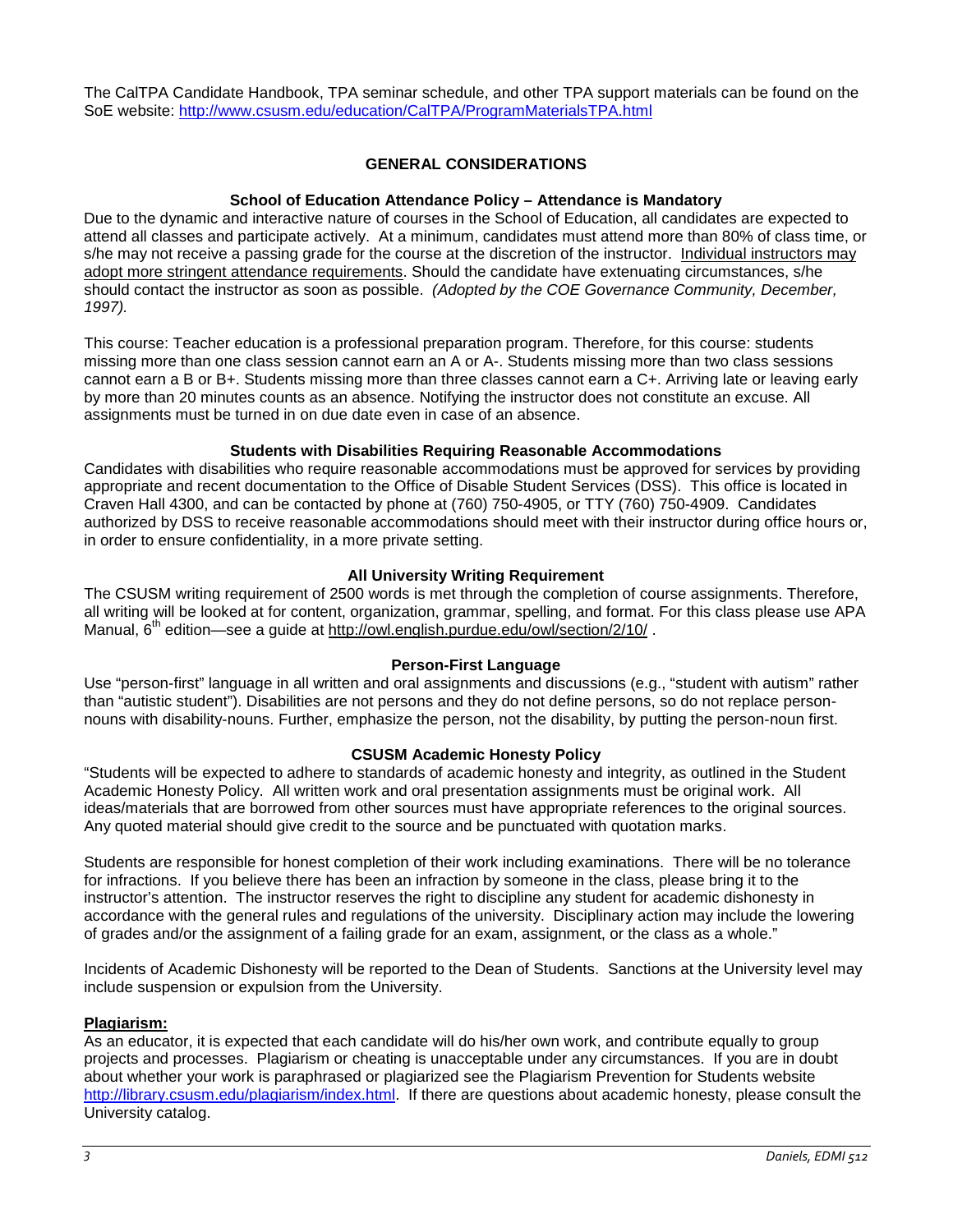The CalTPA Candidate Handbook, TPA seminar schedule, and other TPA support materials can be found on the SoE website: [http://www.csusm.edu/education/CalTPA/ProgramMaterialsTPA.html](http://www.csusm.edu/education/CalTPA/ProgramMaterialsTPA.html)

## GENERAL CONSIDERATIONS

### School of Education Attendance Policy – Attendance is Mandatory

Due to the dynamic and interactive nature of courses in the School of Education, all candidates are expected to attend all classes and participate actively. At a minimum, candidates must attend more than 80% of class time, or s/he may not receive a passing grade for the course at the discretion of the instructor. Individual instructors may adopt more stringent attendance requirements. Should the candidate have extenuating circumstances, s/he should contact the instructor as soon as possible. *(Adopted by the COE Governance Community, December, 1997).*

This course: Teacher education is a professional preparation program. Therefore, for this course: students missing more than one class session cannot earn an A or A-. Students missing more than two class sessions cannot earn a B or B+. Students missing more than three classes cannot earn a C+. Arriving late or leaving early by more than 20 minutes counts as an absence. Notifying the instructor does not constitute an excuse. All assignments must be turned in on due date even in case of an absence.

### Students with Disabilities Requiring Reasonable Accommodations

Candidates with disabilities who require reasonable accommodations must be approved for services by providing appropriate and recent documentation to the Office of Disable Student Services (DSS). This office is located in Craven Hall 4300, and can be contacted by phone at (760) 750-4905, or TTY (760) 750-4909. Candidates authorized by DSS to receive reasonable accommodations should meet with their instructor during office hours or, in order to ensure confidentiality, in a more private setting.

### All University Writing Requirement

The CSUSM writing requirement of 2500 words is met through the completion of course assignments. Therefore, all writing will be looked at for content, organization, grammar, spelling, and format. For this class please use APA Manual, 6th edition—see a guide at [http://owl.english.purdue.edu/owl/section/2/10/](http://owl.english.purdue.edu/owl/section/2/10/) .

### Person-First Language

Use "person-first" language in all written and oral assignments and discussions (e.g., "student with autism" rather than "autistic student"). Disabilities are not persons and they do not define persons, so do not replace person-nouns with disability-nouns. Further, emphasize the person, not the disability, by putting the person-noun first.

### CSUSM Academic Honesty Policy

"Students will be expected to adhere to standards of academic honesty and integrity, as outlined in the Student Academic Honesty Policy. All written work and oral presentation assignments must be original work. All ideas/materials that are borrowed from other sources must have appropriate references to the original sources. Any quoted material should give credit to the source and be punctuated with quotation marks.

Students are responsible for honest completion of their work including examinations. There will be no tolerance for infractions. If you believe there has been an infraction by someone in the class, please bring it to the instructor's attention. The instructor reserves the right to discipline any student for academic dishonesty in accordance with the general rules and regulations of the university. Disciplinary action may include the lowering of grades and/or the assignment of a failing grade for an exam, assignment, or the class as a whole."

Incidents of Academic Dishonesty will be reported to the Dean of Students. Sanctions at the University level may include suspension or expulsion from the University.

**Plagiarism:**

As an educator, it is expected that each candidate will do his/her own work, and contribute equally to group projects and processes. Plagiarism or cheating is unacceptable under any circumstances. If you are in doubt about whether your work is paraphrased or plagiarized see the Plagiarism Prevention for Students website [http://library.csusm.edu/plagiarism/index.html](http://library.csusm.edu/plagiarism/index.html). If there are questions about academic honesty, please consult the University catalog.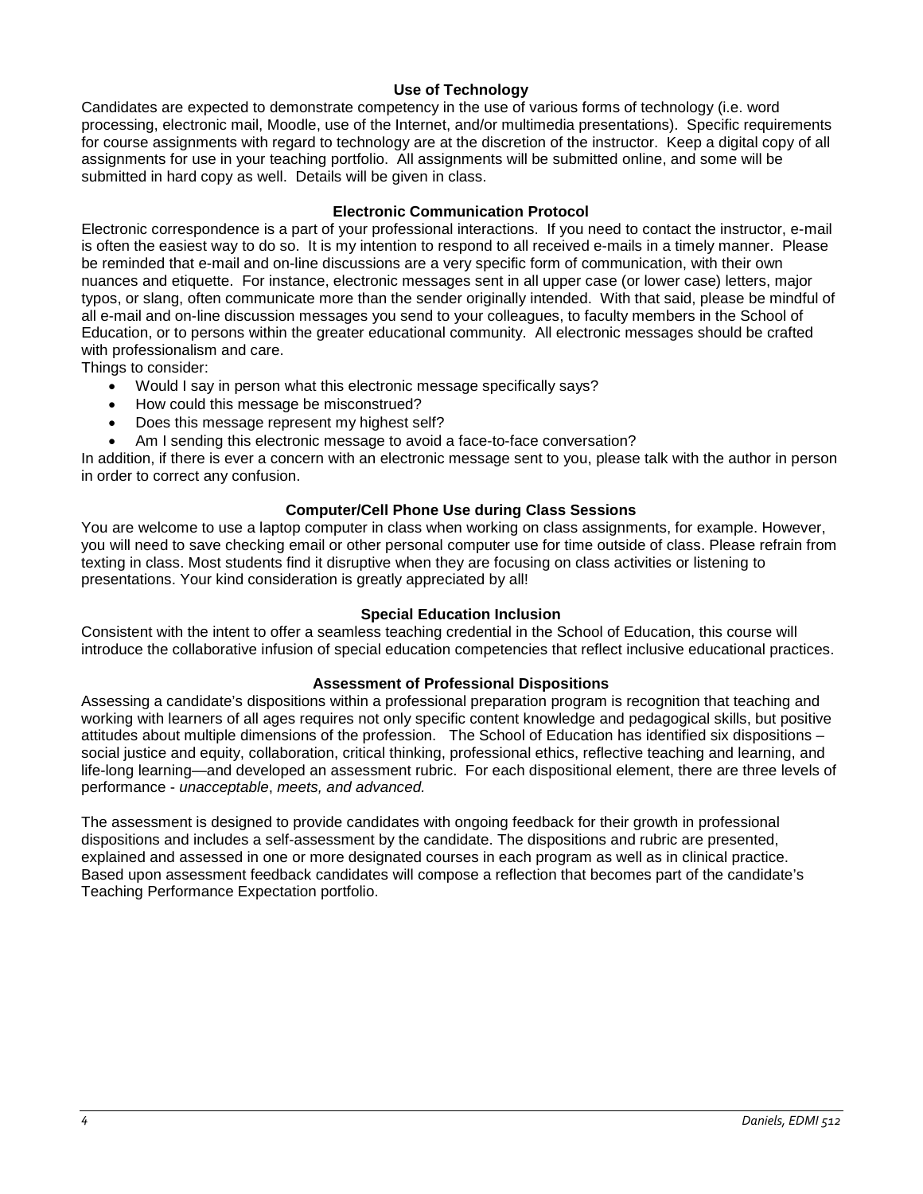### Use of Technology

Candidates are expected to demonstrate competency in the use of various forms of technology (i.e. word processing, electronic mail, Moodle, use of the Internet, and/or multimedia presentations). Specific requirements for course assignments with regard to technology are at the discretion of the instructor. Keep a digital copy of all assignments for use in your teaching portfolio. All assignments will be submitted online, and some will be submitted in hard copy as well. Details will be given in class.

### Electronic Communication Protocol

Electronic correspondence is a part of your professional interactions. If you need to contact the instructor, e-mail is often the easiest way to do so. It is my intention to respond to all received e-mails in a timely manner. Please be reminded that e-mail and on-line discussions are a very specific form of communication, with their own nuances and etiquette. For instance, electronic messages sent in all upper case (or lower case) letters, major typos, or slang, often communicate more than the sender originally intended. With that said, please be mindful of all e-mail and on-line discussion messages you send to your colleagues, to faculty members in the School of Education, or to persons within the greater educational community. All electronic messages should be crafted with professionalism and care.

Things to consider:

- Would I say in person what this electronic message specifically says?
- How could this message be misconstrued?
- Does this message represent my highest self?
- Am I sending this electronic message to avoid a face-to-face conversation?

In addition, if there is ever a concern with an electronic message sent to you, please talk with the author in person in order to correct any confusion.

### Computer/Cell Phone Use during Class Sessions

You are welcome to use a laptop computer in class when working on class assignments, for example. However, you will need to save checking email or other personal computer use for time outside of class. Please refrain from texting in class. Most students find it disruptive when they are focusing on class activities or listening to presentations. Your kind consideration is greatly appreciated by all!

### Special Education Inclusion

Consistent with the intent to offer a seamless teaching credential in the School of Education, this course will introduce the collaborative infusion of special education competencies that reflect inclusive educational practices.

### Assessment of Professional Dispositions

Assessing a candidate's dispositions within a professional preparation program is recognition that teaching and working with learners of all ages requires not only specific content knowledge and pedagogical skills, but positive attitudes about multiple dimensions of the profession. The School of Education has identified six dispositions – social justice and equity, collaboration, critical thinking, professional ethics, reflective teaching and learning, and life-long learning—and developed an assessment rubric. For each dispositional element, there are three levels of performance - *unacceptable*, *meets, and advanced.*

The assessment is designed to provide candidates with ongoing feedback for their growth in professional dispositions and includes a self-assessment by the candidate. The dispositions and rubric are presented, explained and assessed in one or more designated courses in each program as well as in clinical practice. Based upon assessment feedback candidates will compose a reflection that becomes part of the candidate's Teaching Performance Expectation portfolio.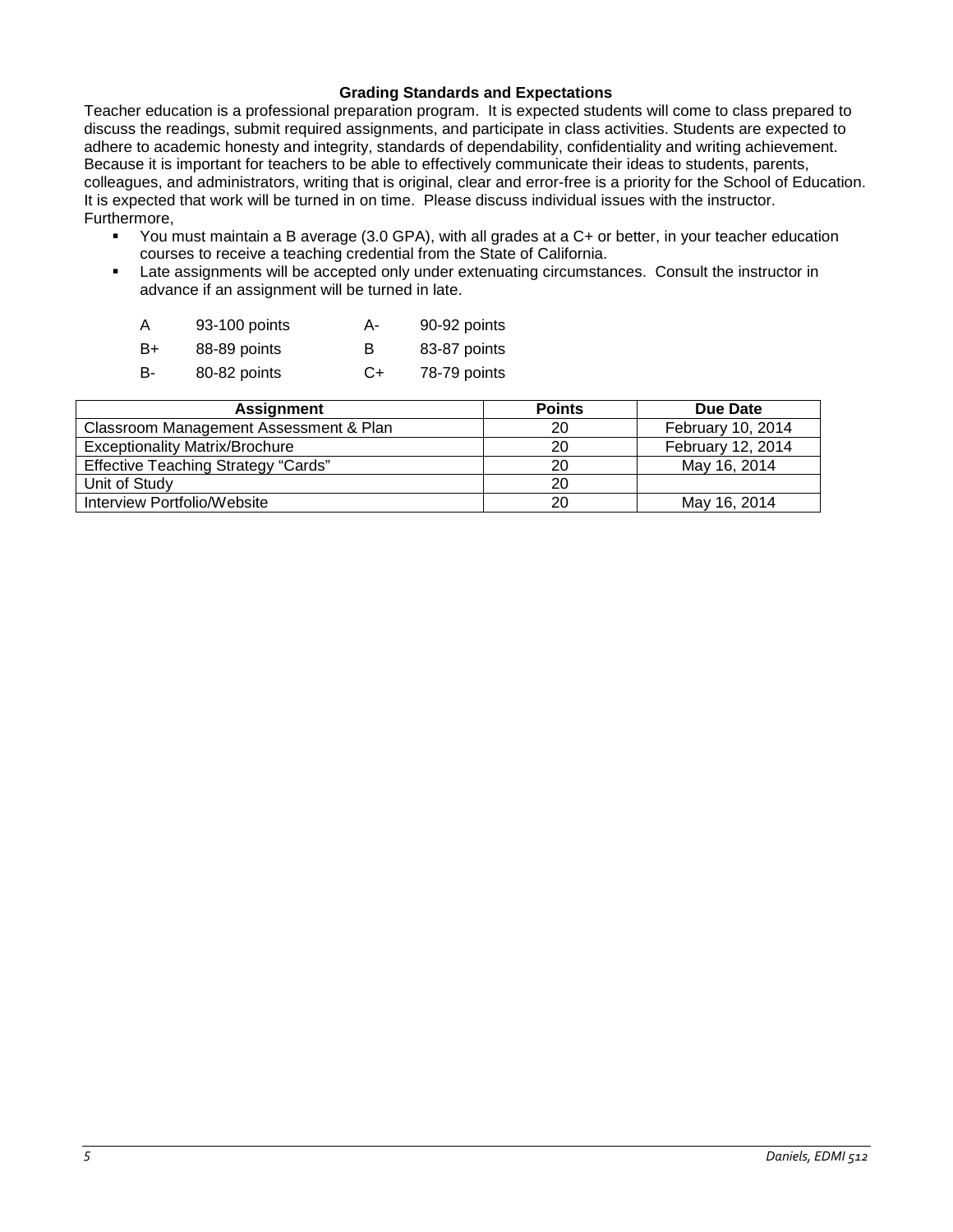## Grading Standards and Expectations

Teacher education is a professional preparation program. It is expected students will come to class prepared to discuss the readings, submit required assignments, and participate in class activities. Students are expected to adhere to academic honesty and integrity, standards of dependability, confidentiality and writing achievement. Because it is important for teachers to be able to effectively communicate their ideas to students, parents, colleagues, and administrators, writing that is original, clear and error-free is a priority for the School of Education. It is expected that work will be turned in on time. Please discuss individual issues with the instructor. Furthermore,

- You must maintain a B average (3.0 GPA), with all grades at a C+ or better, in your teacher education courses to receive a teaching credential from the State of California.
- Late assignments will be accepted only under extenuating circumstances. Consult the instructor in advance if an assignment will be turned in late.

| | | | |
|---|---|---|---|
| A | 93-100 points | A- | 90-92 points |
| B+ | 88-89 points | B | 83-87 points |
| B- | 80-82 points | C+ | 78-79 points |

| Assignment | Points | Due Date |
|---|---|---|
| Classroom Management Assessment & Plan | 20 | February 10, 2014 |
| Exceptionality Matrix/Brochure | 20 | February 12, 2014 |
| Effective Teaching Strategy "Cards" | 20 | May 16, 2014 |
| Unit of Study | 20 | |
| Interview Portfolio/Website | 20 | May 16, 2014 |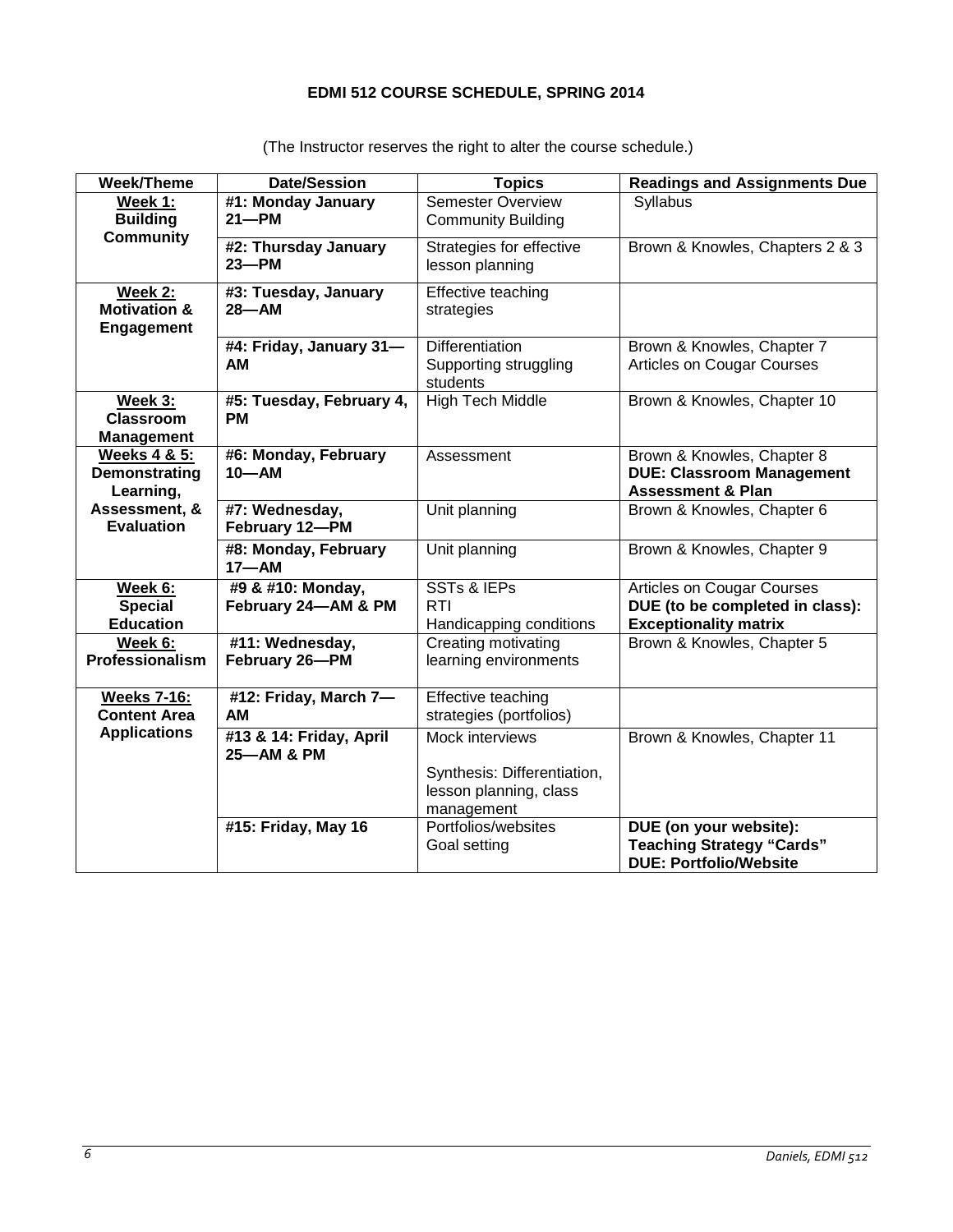# EDMI 512 COURSE SCHEDULE, SPRING 2014

(The Instructor reserves the right to alter the course schedule.)

| Week/Theme | Date/Session | Topics | Readings and Assignments Due |
|---|---|---|---|
| **Week 1: Building Community** | **#1: Monday January 21—PM** | Semester Overview<br>Community Building | Syllabus |
| | **#2: Thursday January 23—PM** | Strategies for effective lesson planning | Brown & Knowles, Chapters 2 & 3 |
| **Week 2: Motivation & Engagement** | **#3: Tuesday, January 28—AM** | Effective teaching strategies | |
| | **#4: Friday, January 31—AM** | Differentiation<br>Supporting struggling students | Brown & Knowles, Chapter 7<br>Articles on Cougar Courses |
| **Week 3: Classroom Management** | **#5: Tuesday, February 4, PM** | High Tech Middle | Brown & Knowles, Chapter 10 |
| **Weeks 4 & 5: Demonstrating Learning, Assessment, & Evaluation** | **#6: Monday, February 10—AM** | Assessment | Brown & Knowles, Chapter 8<br>**DUE: Classroom Management Assessment & Plan** |
| | **#7: Wednesday, February 12—PM** | Unit planning | Brown & Knowles, Chapter 6 |
| | **#8: Monday, February 17—AM** | Unit planning | Brown & Knowles, Chapter 9 |
| **Week 6: Special Education** | **#9 & #10: Monday, February 24—AM & PM** | SSTs & IEPs<br>RTI<br>Handicapping conditions | Articles on Cougar Courses<br>**DUE (to be completed in class): Exceptionality matrix** |
| **Week 6: Professionalism** | **#11: Wednesday, February 26—PM** | Creating motivating learning environments | Brown & Knowles, Chapter 5 |
| **Weeks 7-16: Content Area Applications** | **#12: Friday, March 7—AM** | Effective teaching strategies (portfolios) | |
| | **#13 & 14: Friday, April 25—AM & PM** | Mock interviews<br><br>Synthesis: Differentiation, lesson planning, class management | Brown & Knowles, Chapter 11 |
| | **#15: Friday, May 16** | Portfolios/websites<br>Goal setting | **DUE (on your website): Teaching Strategy "Cards"**<br>**DUE: Portfolio/Website** |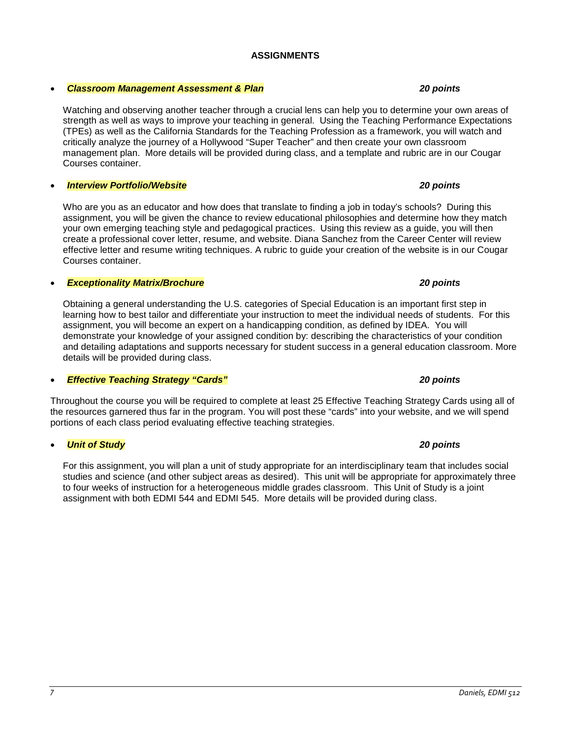## ASSIGNMENTS

- ***Classroom Management Assessment & Plan*** ***20 points***

  Watching and observing another teacher through a crucial lens can help you to determine your own areas of strength as well as ways to improve your teaching in general. Using the Teaching Performance Expectations (TPEs) as well as the California Standards for the Teaching Profession as a framework, you will watch and critically analyze the journey of a Hollywood "Super Teacher" and then create your own classroom management plan. More details will be provided during class, and a template and rubric are in our Cougar Courses container.

- ***Interview Portfolio/Website*** ***20 points***

  Who are you as an educator and how does that translate to finding a job in today's schools? During this assignment, you will be given the chance to review educational philosophies and determine how they match your own emerging teaching style and pedagogical practices. Using this review as a guide, you will then create a professional cover letter, resume, and website. Diana Sanchez from the Career Center will review effective letter and resume writing techniques. A rubric to guide your creation of the website is in our Cougar Courses container.

- ***Exceptionality Matrix/Brochure*** ***20 points***

  Obtaining a general understanding the U.S. categories of Special Education is an important first step in learning how to best tailor and differentiate your instruction to meet the individual needs of students. For this assignment, you will become an expert on a handicapping condition, as defined by IDEA. You will demonstrate your knowledge of your assigned condition by: describing the characteristics of your condition and detailing adaptations and supports necessary for student success in a general education classroom. More details will be provided during class.

- ***Effective Teaching Strategy "Cards"*** ***20 points***

Throughout the course you will be required to complete at least 25 Effective Teaching Strategy Cards using all of the resources garnered thus far in the program. You will post these "cards" into your website, and we will spend portions of each class period evaluating effective teaching strategies.

- ***Unit of Study*** ***20 points***

  For this assignment, you will plan a unit of study appropriate for an interdisciplinary team that includes social studies and science (and other subject areas as desired). This unit will be appropriate for approximately three to four weeks of instruction for a heterogeneous middle grades classroom. This Unit of Study is a joint assignment with both EDMI 544 and EDMI 545. More details will be provided during class.